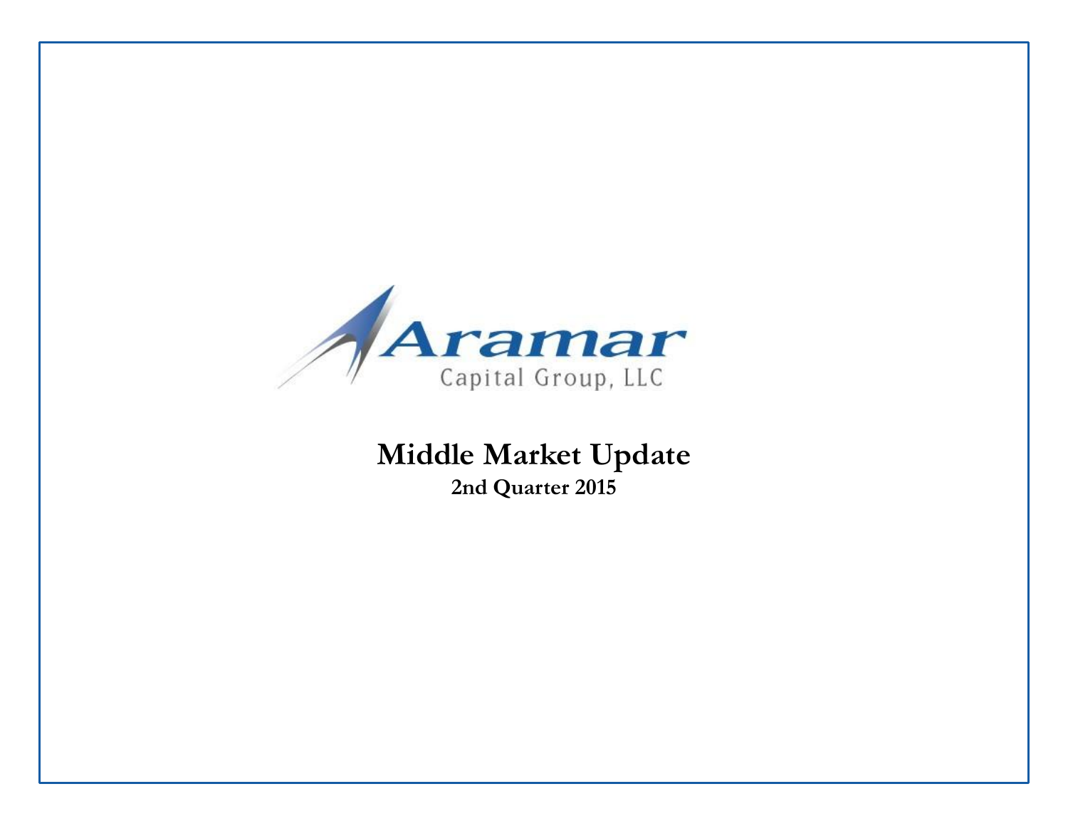Aramar

Capital Group, LLC

# Middle Market Update

**2nd Quarter 2015**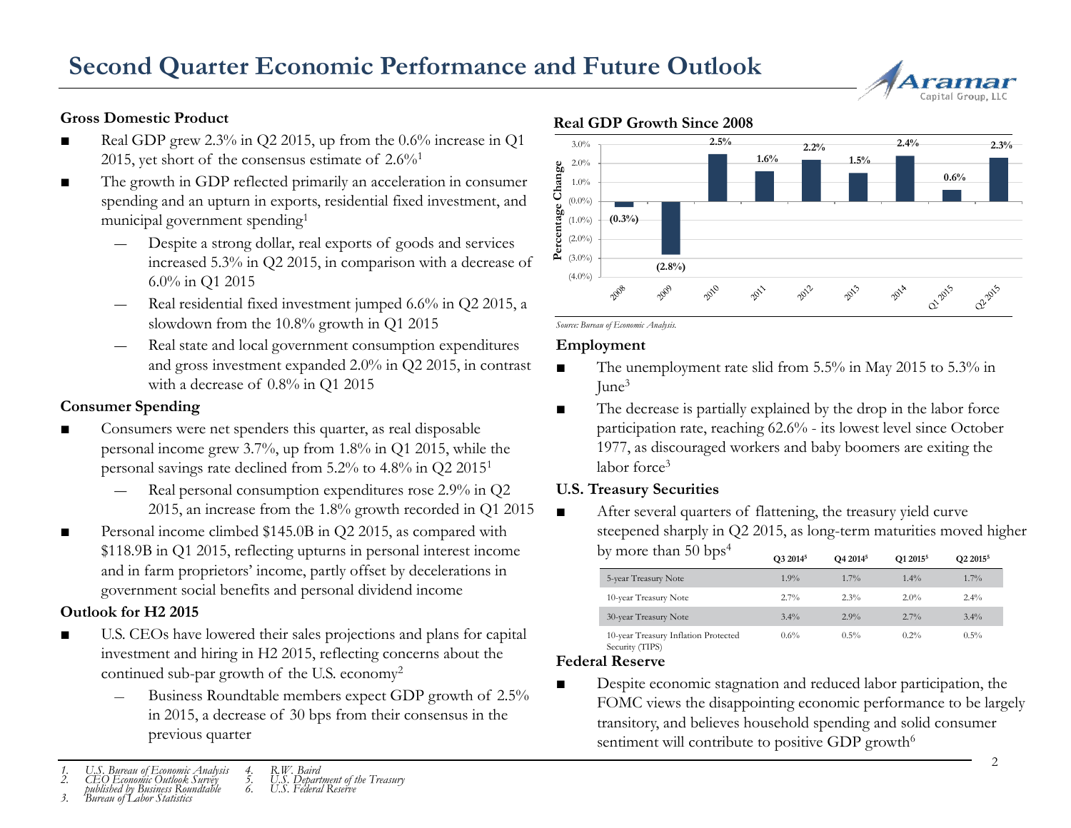# Second Quarter Economic Performance and Future Outlook

### Gross Domestic Product

- Real GDP grew 2.3% in Q2 2015, up from the 0.6% increase in Q1 2015, yet short of the consensus estimate of 2.6%[1]
- The growth in GDP reflected primarily an acceleration in consumer spending and an upturn in exports, residential fixed investment, and municipal government spending[1]
  - Despite a strong dollar, real exports of goods and services increased 5.3% in Q2 2015, in comparison with a decrease of 6.0% in Q1 2015
  - Real residential fixed investment jumped 6.6% in Q2 2015, a slowdown from the 10.8% growth in Q1 2015
  - Real state and local government consumption expenditures and gross investment expanded 2.0% in Q2 2015, in contrast with a decrease of 0.8% in Q1 2015

### Consumer Spending

- Consumers were net spenders this quarter, as real disposable personal income grew 3.7%, up from 1.8% in Q1 2015, while the personal savings rate declined from 5.2% to 4.8% in Q2 2015[1]
  - Real personal consumption expenditures rose 2.9% in Q2 2015, an increase from the 1.8% growth recorded in Q1 2015
- Personal income climbed $145.0B in Q2 2015, as compared with $118.9B in Q1 2015, reflecting upturns in personal interest income and in farm proprietors' income, partly offset by decelerations in government social benefits and personal dividend income

### Outlook for H2 2015

- U.S. CEOs have lowered their sales projections and plans for capital investment and hiring in H2 2015, reflecting concerns about the continued sub-par growth of the U.S. economy[2]
  - Business Roundtable members expect GDP growth of 2.5% in 2015, a decrease of 30 bps from their consensus in the previous quarter

### Real GDP Growth Since 2008

| Period | Percentage Change |
|---|---|
| 2008 | (0.3%) |
| 2009 | (2.8%) |
| 2010 | 2.5% |
| 2011 | 1.6% |
| 2012 | 2.2% |
| 2013 | 1.5% |
| 2014 | 2.4% |
| Q1 2015 | 0.6% |
| Q2 2015 | 2.3% |

*Source: Bureau of Economic Analysis.*

### Employment

- The unemployment rate slid from 5.5% in May 2015 to 5.3% in June[3]
- The decrease is partially explained by the drop in the labor force participation rate, reaching 62.6% - its lowest level since October 1977, as discouraged workers and baby boomers are exiting the labor force[3]

### U.S. Treasury Securities

- After several quarters of flattening, the treasury yield curve steepened sharply in Q2 2015, as long-term maturities moved higher by more than 50 bps[4]

| | Q3 2014[5] | Q4 2014[5] | Q1 2015[5] | Q2 2015[5] |
|---|---|---|---|---|
| 5-year Treasury Note | 1.9% | 1.7% | 1.4% | 1.7% |
| 10-year Treasury Note | 2.7% | 2.3% | 2.0% | 2.4% |
| 30-year Treasury Note | 3.4% | 2.9% | 2.7% | 3.4% |
| 10-year Treasury Inflation Protected Security (TIPS) | 0.6% | 0.5% | 0.2% | 0.5% |

### Federal Reserve

- Despite economic stagnation and reduced labor participation, the FOMC views the disappointing economic performance to be largely transitory, and believes household spending and solid consumer sentiment will contribute to positive GDP growth[6]

---

1. *U.S. Bureau of Economic Analysis*
2. *CEO Economic Outlook Survey published by Business Roundtable*
3. *Bureau of Labor Statistics*
4. *R.W. Baird*
5. *U.S. Department of the Treasury*
6. *U.S. Federal Reserve*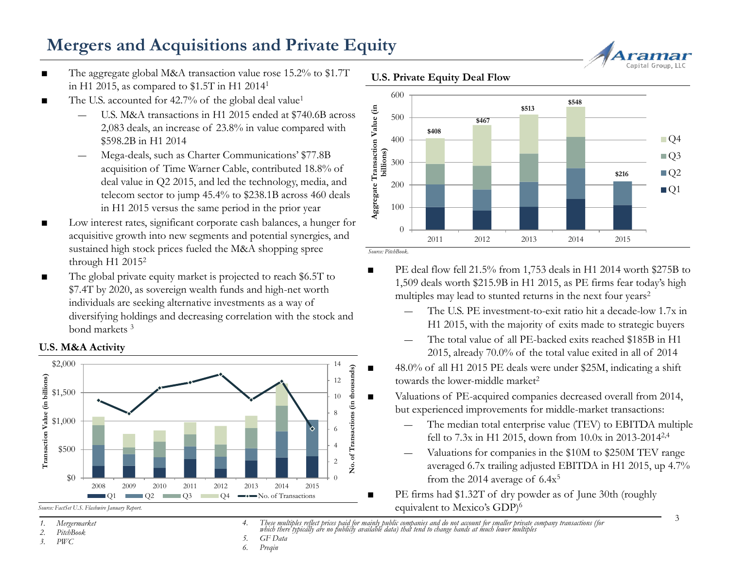# Mergers and Acquisitions and Private Equity

- The aggregate global M&A transaction value rose 15.2% to $1.7T in H1 2015, as compared to $1.5T in H1 2014[1]
- The U.S. accounted for 42.7% of the global deal value[1]
  - U.S. M&A transactions in H1 2015 ended at $740.6B across 2,083 deals, an increase of 23.8% in value compared with $598.2B in H1 2014
  - Mega-deals, such as Charter Communications' $77.8B acquisition of Time Warner Cable, contributed 18.8% of deal value in Q2 2015, and led the technology, media, and telecom sector to jump 45.4% to $238.1B across 460 deals in H1 2015 versus the same period in the prior year
- Low interest rates, significant corporate cash balances, a hunger for acquisitive growth into new segments and potential synergies, and sustained high stock prices fueled the M&A shopping spree through H1 2015[2]
- The global private equity market is projected to reach $6.5T to $7.4T by 2020, as sovereign wealth funds and high-net worth individuals are seeking alternative investments as a way of diversifying holdings and decreasing correlation with the stock and bond markets [3]

**U.S. M&A Activity**

Source: FactSet U.S. Flashwire January Report.

**U.S. Private Equity Deal Flow**

| | 2011 | 2012 | 2013 | 2014 | 2015 |
|---|---|---|---|---|---|
| Aggregate Transaction Value (in billions) | $408 | $467 | $513 | $548 | $216 |

Source: PitchBook.

- PE deal flow fell 21.5% from 1,753 deals in H1 2014 worth $275B to 1,509 deals worth $215.9B in H1 2015, as PE firms fear today's high multiples may lead to stunted returns in the next four years[2]
  - The U.S. PE investment-to-exit ratio hit a decade-low 1.7x in H1 2015, with the majority of exits made to strategic buyers
  - The total value of all PE-backed exits reached $185B in H1 2015, already 70.0% of the total value exited in all of 2014
- 48.0% of all H1 2015 PE deals were under $25M, indicating a shift towards the lower-middle market[2]
- Valuations of PE-acquired companies decreased overall from 2014, but experienced improvements for middle-market transactions:
  - The median total enterprise value (TEV) to EBITDA multiple fell to 7.3x in H1 2015, down from 10.0x in 2013-2014[2,4]
  - Valuations for companies in the $10M to $250M TEV range averaged 6.7x trailing adjusted EBITDA in H1 2015, up 4.7% from the 2014 average of 6.4x[5]
- PE firms had $1.32T of dry powder as of June 30th (roughly equivalent to Mexico's GDP)[6]

1. *Mergermarket*
2. *PitchBook*
3. *PWC*
4. *These multiples reflect prices paid for mainly public companies and do not account for smaller private company transactions (for which there typically are no publicly available data) that tend to change hands at much lower multiples*
5. *GF Data*
6. *Preqin*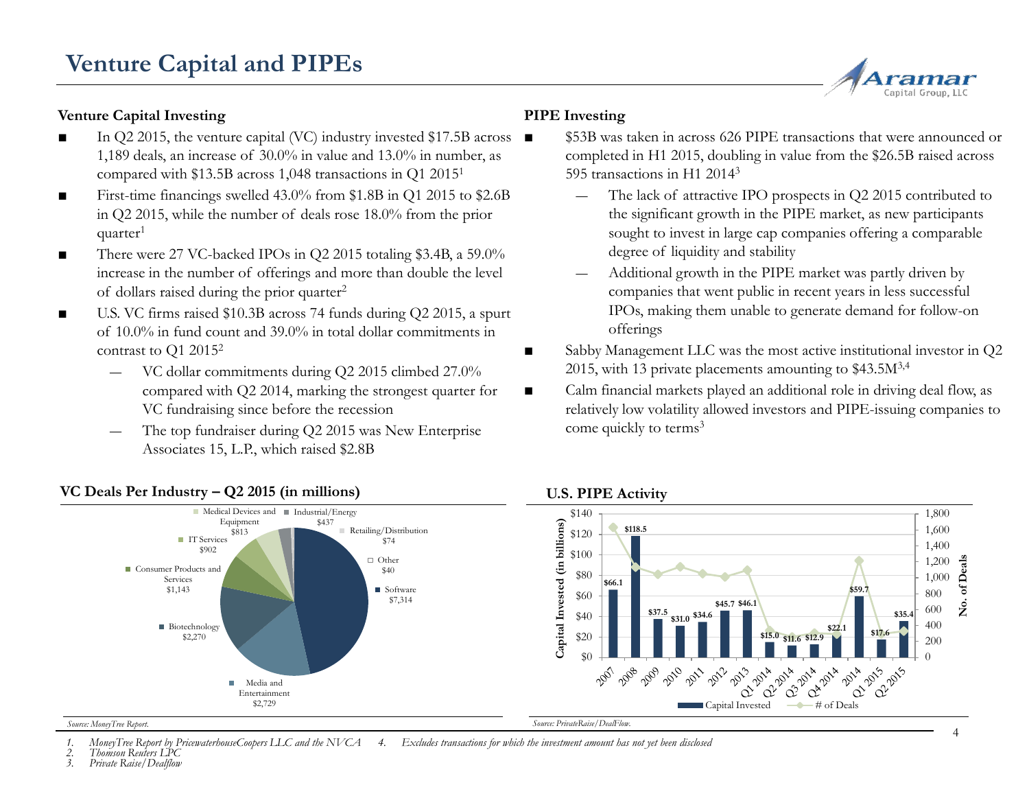# Venture Capital and PIPEs

## Venture Capital Investing

- In Q2 2015, the venture capital (VC) industry invested $17.5B across 1,189 deals, an increase of 30.0% in value and 13.0% in number, as compared with $13.5B across 1,048 transactions in Q1 2015[1]
- First-time financings swelled 43.0% from $1.8B in Q1 2015 to $2.6B in Q2 2015, while the number of deals rose 18.0% from the prior quarter[1]
- There were 27 VC-backed IPOs in Q2 2015 totaling $3.4B, a 59.0% increase in the number of offerings and more than double the level of dollars raised during the prior quarter[2]
- U.S. VC firms raised $10.3B across 74 funds during Q2 2015, a spurt of 10.0% in fund count and 39.0% in total dollar commitments in contrast to Q1 2015[2]
  - VC dollar commitments during Q2 2015 climbed 27.0% compared with Q2 2014, marking the strongest quarter for VC fundraising since before the recession
  - The top fundraiser during Q2 2015 was New Enterprise Associates 15, L.P., which raised $2.8B

## PIPE Investing

- $53B was taken in across 626 PIPE transactions that were announced or completed in H1 2015, doubling in value from the $26.5B raised across 595 transactions in H1 2014[3]
  - The lack of attractive IPO prospects in Q2 2015 contributed to the significant growth in the PIPE market, as new participants sought to invest in large cap companies offering a comparable degree of liquidity and stability
  - Additional growth in the PIPE market was partly driven by companies that went public in recent years in less successful IPOs, making them unable to generate demand for follow-on offerings
- Sabby Management LLC was the most active institutional investor in Q2 2015, with 13 private placements amounting to $43.5M[3,4]
- Calm financial markets played an additional role in driving deal flow, as relatively low volatility allowed investors and PIPE-issuing companies to come quickly to terms[3]

### VC Deals Per Industry – Q2 2015 (in millions)

| Industry | Amount |
|---|---|
| Software | $7,314 |
| Media and Entertainment | $2,729 |
| Biotechnology | $2,270 |
| Consumer Products and Services | $1,143 |
| IT Services | $902 |
| Medical Devices and Equipment | $813 |
| Industrial/Energy | $437 |
| Retailing/Distribution | $74 |
| Other | $40 |

*Source: MoneyTree Report.*

### U.S. PIPE Activity

| Period | Capital Invested (in billions) |
|---|---|
| 2007 | $66.1 |
| 2008 | $118.5 |
| 2009 | $37.5 |
| 2010 | $31.0 |
| 2011 | $34.6 |
| 2012 | $45.7 |
| 2013 | $46.1 |
| Q1 2014 | $15.0 |
| Q2 2014 | $11.6 |
| Q3 2014 | $12.9 |
| Q4 2014 | $22.1 |
| 2014 | $59.7 |
| Q1 2015 | $17.6 |
| Q2 2015 | $35.4 |

Legend: Capital Invested; # of Deals (right axis: No. of Deals)

*Source: PrivateRaise/DealFlow.*

1. *MoneyTree Report by PricewaterhouseCoopers LLC and the NVCA*
2. *Thomson Reuters LPC*
3. *Private Raise/Dealflow*
4. *Excludes transactions for which the investment amount has not yet been disclosed*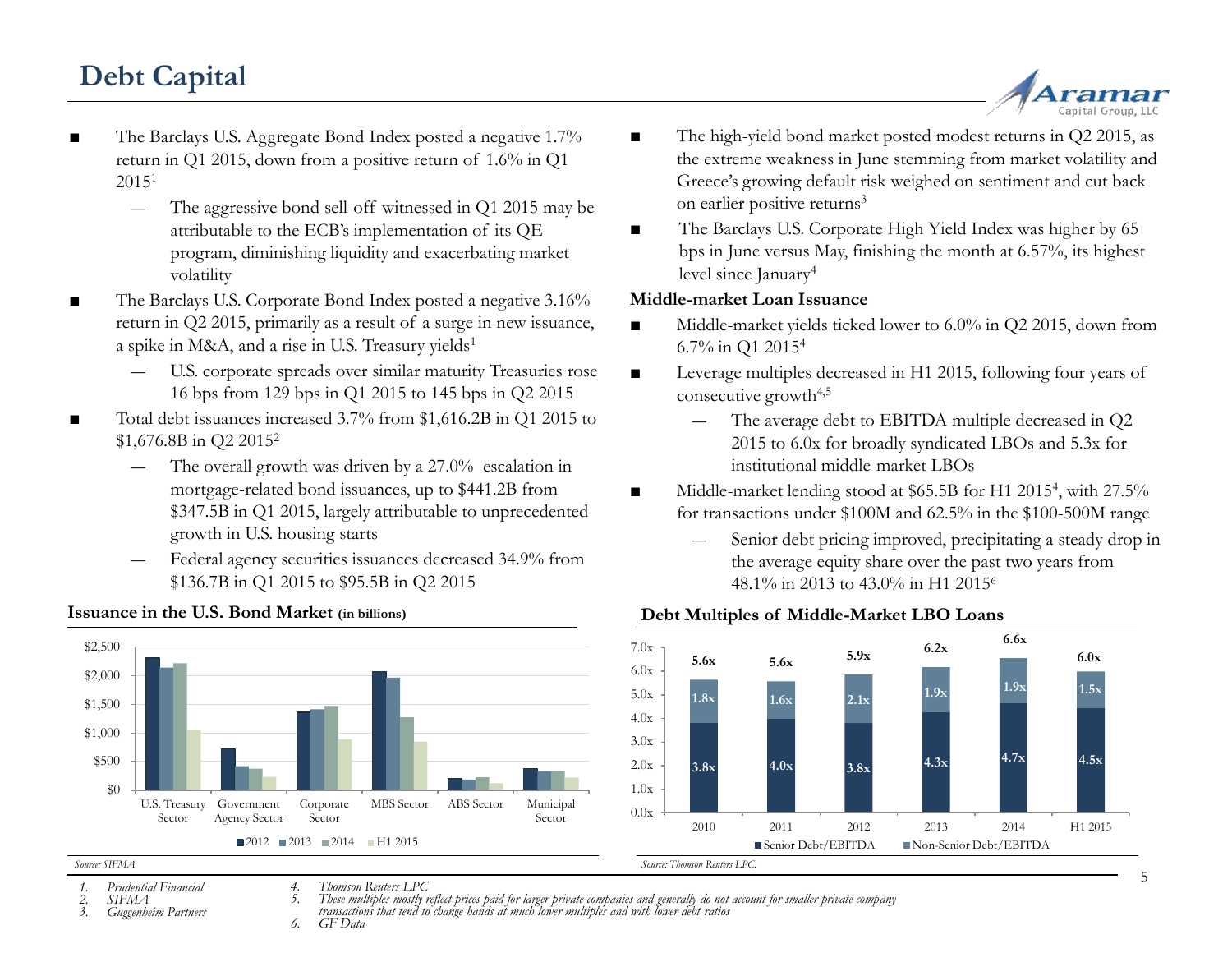# Debt Capital

- The Barclays U.S. Aggregate Bond Index posted a negative 1.7% return in Q1 2015, down from a positive return of 1.6% in Q1 2015[1]
  - The aggressive bond sell-off witnessed in Q1 2015 may be attributable to the ECB's implementation of its QE program, diminishing liquidity and exacerbating market volatility
- The Barclays U.S. Corporate Bond Index posted a negative 3.16% return in Q2 2015, primarily as a result of a surge in new issuance, a spike in M&A, and a rise in U.S. Treasury yields[1]
  - U.S. corporate spreads over similar maturity Treasuries rose 16 bps from 129 bps in Q1 2015 to 145 bps in Q2 2015
- Total debt issuances increased 3.7% from $1,616.2B in Q1 2015 to $1,676.8B in Q2 2015[2]
  - The overall growth was driven by a 27.0% escalation in mortgage-related bond issuances, up to $441.2B from $347.5B in Q1 2015, largely attributable to unprecedented growth in U.S. housing starts
  - Federal agency securities issuances decreased 34.9% from $136.7B in Q1 2015 to $95.5B in Q2 2015

**Issuance in the U.S. Bond Market (in billions)**

Source: SIFMA.

- The high-yield bond market posted modest returns in Q2 2015, as the extreme weakness in June stemming from market volatility and Greece's growing default risk weighed on sentiment and cut back on earlier positive returns[3]
- The Barclays U.S. Corporate High Yield Index was higher by 65 bps in June versus May, finishing the month at 6.57%, its highest level since January[4]

**Middle-market Loan Issuance**

- Middle-market yields ticked lower to 6.0% in Q2 2015, down from 6.7% in Q1 2015[4]
- Leverage multiples decreased in H1 2015, following four years of consecutive growth[4,5]
  - The average debt to EBITDA multiple decreased in Q2 2015 to 6.0x for broadly syndicated LBOs and 5.3x for institutional middle-market LBOs
- Middle-market lending stood at $65.5B for H1 2015[4], with 27.5% for transactions under $100M and 62.5% in the $100-500M range
  - Senior debt pricing improved, precipitating a steady drop in the average equity share over the past two years from 48.1% in 2013 to 43.0% in H1 2015[6]

**Debt Multiples of Middle-Market LBO Loans**

| | 2010 | 2011 | 2012 | 2013 | 2014 | H1 2015 |
|---|---|---|---|---|---|---|
| Senior Debt/EBITDA | 3.8x | 4.0x | 3.8x | 4.3x | 4.7x | 4.5x |
| Non-Senior Debt/EBITDA | 1.8x | 1.6x | 2.1x | 1.9x | 1.9x | 1.5x |
| Total | 5.6x | 5.6x | 5.9x | 6.2x | 6.6x | 6.0x |

Source: Thomson Reuters LPC.

1. Prudential Financial
2. SIFMA
3. Guggenheim Partners
4. Thomson Reuters LPC
5. These multiples mostly reflect prices paid for larger private companies and generally do not account for smaller private company transactions that tend to change hands at much lower multiples and with lower debt ratios
6. GF Data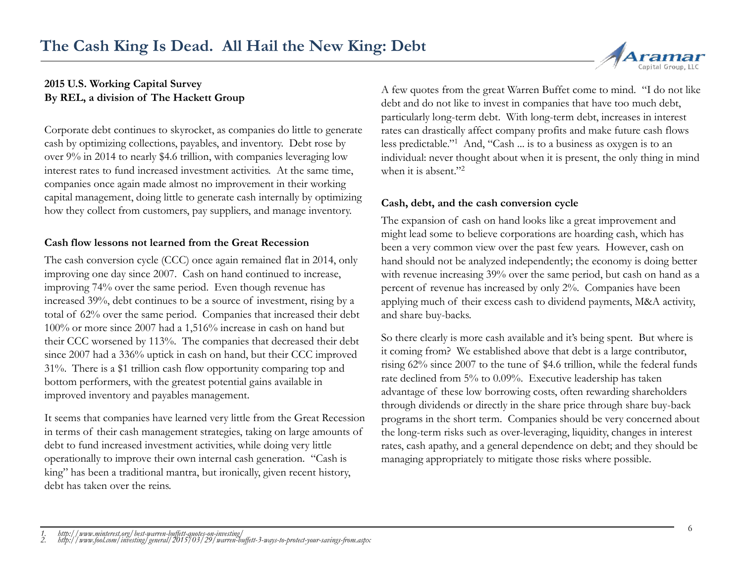# The Cash King Is Dead. All Hail the New King: Debt

**2015 U.S. Working Capital Survey**
**By REL, a division of The Hackett Group**

Corporate debt continues to skyrocket, as companies do little to generate cash by optimizing collections, payables, and inventory. Debt rose by over 9% in 2014 to nearly $4.6 trillion, with companies leveraging low interest rates to fund increased investment activities. At the same time, companies once again made almost no improvement in their working capital management, doing little to generate cash internally by optimizing how they collect from customers, pay suppliers, and manage inventory.

### Cash flow lessons not learned from the Great Recession

The cash conversion cycle (CCC) once again remained flat in 2014, only improving one day since 2007. Cash on hand continued to increase, improving 74% over the same period. Even though revenue has increased 39%, debt continues to be a source of investment, rising by a total of 62% over the same period. Companies that increased their debt 100% or more since 2007 had a 1,516% increase in cash on hand but their CCC worsened by 113%. The companies that decreased their debt since 2007 had a 336% uptick in cash on hand, but their CCC improved 31%. There is a $1 trillion cash flow opportunity comparing top and bottom performers, with the greatest potential gains available in improved inventory and payables management.

It seems that companies have learned very little from the Great Recession in terms of their cash management strategies, taking on large amounts of debt to fund increased investment activities, while doing very little operationally to improve their own internal cash generation. "Cash is king" has been a traditional mantra, but ironically, given recent history, debt has taken over the reins.

A few quotes from the great Warren Buffet come to mind. "I do not like debt and do not like to invest in companies that have too much debt, particularly long-term debt. With long-term debt, increases in interest rates can drastically affect company profits and make future cash flows less predictable."[1] And, "Cash ... is to a business as oxygen is to an individual: never thought about when it is present, the only thing in mind when it is absent."[2]

### Cash, debt, and the cash conversion cycle

The expansion of cash on hand looks like a great improvement and might lead some to believe corporations are hoarding cash, which has been a very common view over the past few years. However, cash on hand should not be analyzed independently; the economy is doing better with revenue increasing 39% over the same period, but cash on hand as a percent of revenue has increased by only 2%. Companies have been applying much of their excess cash to dividend payments, M&A activity, and share buy-backs.

So there clearly is more cash available and it's being spent. But where is it coming from? We established above that debt is a large contributor, rising 62% since 2007 to the tune of $4.6 trillion, while the federal funds rate declined from 5% to 0.09%. Executive leadership has taken advantage of these low borrowing costs, often rewarding shareholders through dividends or directly in the share price through share buy-back programs in the short term. Companies should be very concerned about the long-term risks such as over-leveraging, liquidity, changes in interest rates, cash apathy, and a general dependence on debt; and they should be managing appropriately to mitigate those risks where possible.

---

1. *http://www.minterest.org/best-warren-buffett-quotes-on-investing/*
2. *http://www.fool.com/investing/general/2015/03/29/warren-buffett-3-ways-to-protect-your-savings-from.aspx*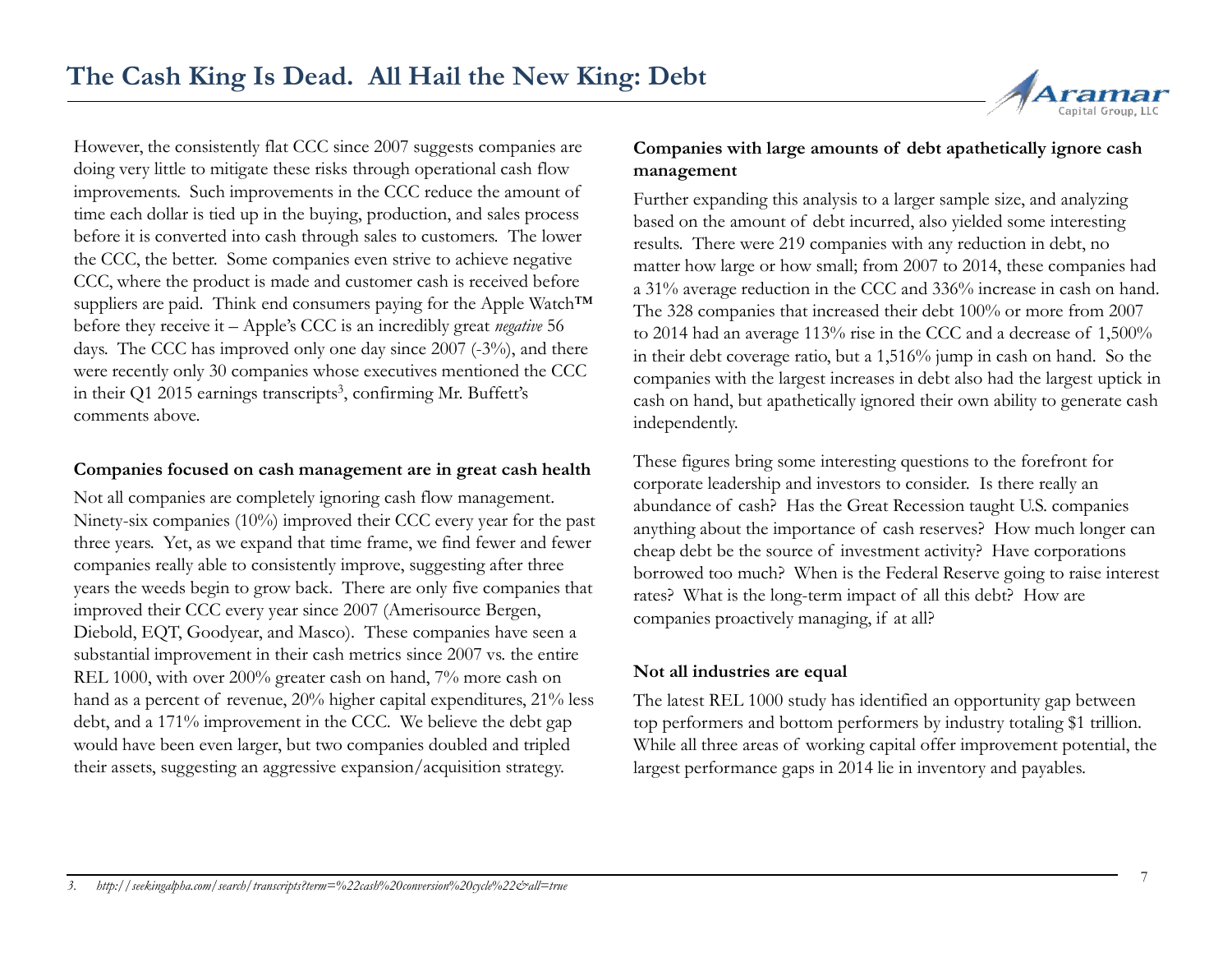However, the consistently flat CCC since 2007 suggests companies are doing very little to mitigate these risks through operational cash flow improvements. Such improvements in the CCC reduce the amount of time each dollar is tied up in the buying, production, and sales process before it is converted into cash through sales to customers. The lower the CCC, the better. Some companies even strive to achieve negative CCC, where the product is made and customer cash is received before suppliers are paid. Think end consumers paying for the Apple Watch™ before they receive it – Apple's CCC is an incredibly great *negative* 56 days. The CCC has improved only one day since 2007 (-3%), and there were recently only 30 companies whose executives mentioned the CCC in their Q1 2015 earnings transcripts[3], confirming Mr. Buffett's comments above.

**Companies focused on cash management are in great cash health**

Not all companies are completely ignoring cash flow management. Ninety-six companies (10%) improved their CCC every year for the past three years. Yet, as we expand that time frame, we find fewer and fewer companies really able to consistently improve, suggesting after three years the weeds begin to grow back. There are only five companies that improved their CCC every year since 2007 (Amerisource Bergen, Diebold, EQT, Goodyear, and Masco). These companies have seen a substantial improvement in their cash metrics since 2007 vs. the entire REL 1000, with over 200% greater cash on hand, 7% more cash on hand as a percent of revenue, 20% higher capital expenditures, 21% less debt, and a 171% improvement in the CCC. We believe the debt gap would have been even larger, but two companies doubled and tripled their assets, suggesting an aggressive expansion/acquisition strategy.

**Companies with large amounts of debt apathetically ignore cash management**

Further expanding this analysis to a larger sample size, and analyzing based on the amount of debt incurred, also yielded some interesting results. There were 219 companies with any reduction in debt, no matter how large or how small; from 2007 to 2014, these companies had a 31% average reduction in the CCC and 336% increase in cash on hand. The 328 companies that increased their debt 100% or more from 2007 to 2014 had an average 113% rise in the CCC and a decrease of 1,500% in their debt coverage ratio, but a 1,516% jump in cash on hand. So the companies with the largest increases in debt also had the largest uptick in cash on hand, but apathetically ignored their own ability to generate cash independently.

These figures bring some interesting questions to the forefront for corporate leadership and investors to consider. Is there really an abundance of cash? Has the Great Recession taught U.S. companies anything about the importance of cash reserves? How much longer can cheap debt be the source of investment activity? Have corporations borrowed too much? When is the Federal Reserve going to raise interest rates? What is the long-term impact of all this debt? How are companies proactively managing, if at all?

**Not all industries are equal**

The latest REL 1000 study has identified an opportunity gap between top performers and bottom performers by industry totaling $1 trillion. While all three areas of working capital offer improvement potential, the largest performance gaps in 2014 lie in inventory and payables.

3. *http://seekingalpha.com/search/transcripts?term=%22cash%20conversion%20cycle%22&all=true*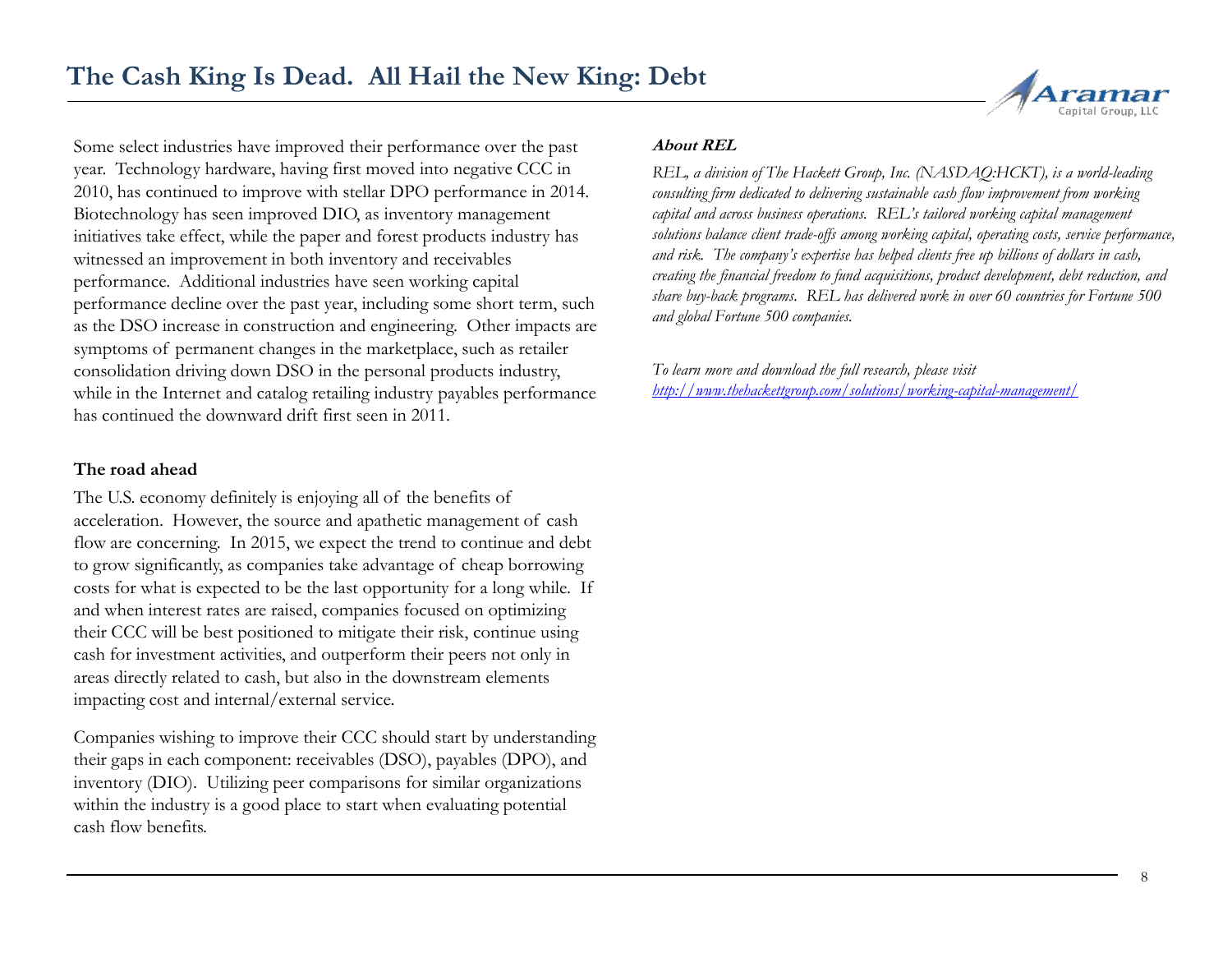Some select industries have improved their performance over the past year. Technology hardware, having first moved into negative CCC in 2010, has continued to improve with stellar DPO performance in 2014. Biotechnology has seen improved DIO, as inventory management initiatives take effect, while the paper and forest products industry has witnessed an improvement in both inventory and receivables performance. Additional industries have seen working capital performance decline over the past year, including some short term, such as the DSO increase in construction and engineering. Other impacts are symptoms of permanent changes in the marketplace, such as retailer consolidation driving down DSO in the personal products industry, while in the Internet and catalog retailing industry payables performance has continued the downward drift first seen in 2011.

### The road ahead

The U.S. economy definitely is enjoying all of the benefits of acceleration. However, the source and apathetic management of cash flow are concerning. In 2015, we expect the trend to continue and debt to grow significantly, as companies take advantage of cheap borrowing costs for what is expected to be the last opportunity for a long while. If and when interest rates are raised, companies focused on optimizing their CCC will be best positioned to mitigate their risk, continue using cash for investment activities, and outperform their peers not only in areas directly related to cash, but also in the downstream elements impacting cost and internal/external service.

Companies wishing to improve their CCC should start by understanding their gaps in each component: receivables (DSO), payables (DPO), and inventory (DIO). Utilizing peer comparisons for similar organizations within the industry is a good place to start when evaluating potential cash flow benefits.

***About REL***

*REL, a division of The Hackett Group, Inc. (NASDAQ:HCKT), is a world-leading consulting firm dedicated to delivering sustainable cash flow improvement from working capital and across business operations. REL's tailored working capital management solutions balance client trade-offs among working capital, operating costs, service performance, and risk. The company's expertise has helped clients free up billions of dollars in cash, creating the financial freedom to fund acquisitions, product development, debt reduction, and share buy-back programs. REL has delivered work in over 60 countries for Fortune 500 and global Fortune 500 companies.*

*To learn more and download the full research, please visit [http://www.thehackettgroup.com/solutions/working-capital-management/](http://www.thehackettgroup.com/solutions/working-capital-management/)*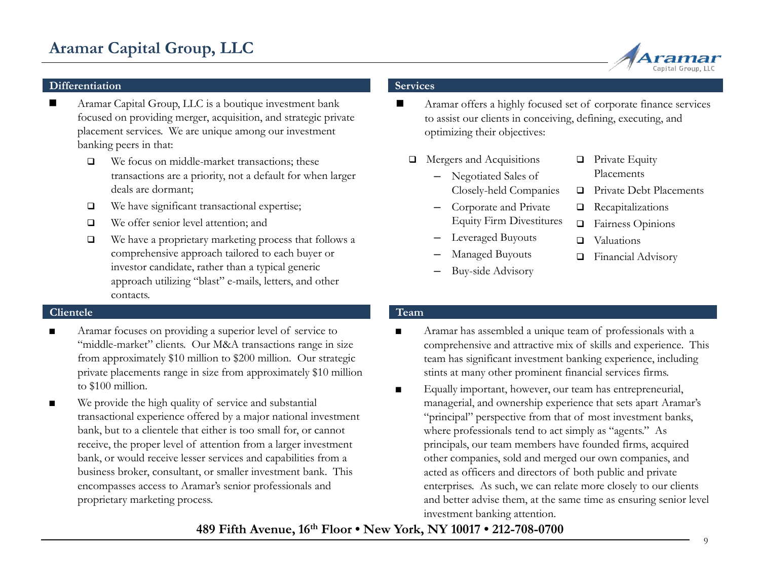# Aramar Capital Group, LLC

## Differentiation

- Aramar Capital Group, LLC is a boutique investment bank focused on providing merger, acquisition, and strategic private placement services. We are unique among our investment banking peers in that:
  - We focus on middle-market transactions; these transactions are a priority, not a default for when larger deals are dormant;
  - We have significant transactional expertise;
  - We offer senior level attention; and
  - We have a proprietary marketing process that follows a comprehensive approach tailored to each buyer or investor candidate, rather than a typical generic approach utilizing "blast" e-mails, letters, and other contacts.

## Services

- Aramar offers a highly focused set of corporate finance services to assist our clients in conceiving, defining, executing, and optimizing their objectives:
  - Mergers and Acquisitions
    - Negotiated Sales of Closely-held Companies
    - Corporate and Private Equity Firm Divestitures
    - Leveraged Buyouts
    - Managed Buyouts
    - Buy-side Advisory
  - Private Equity Placements
  - Private Debt Placements
  - Recapitalizations
  - Fairness Opinions
  - Valuations
  - Financial Advisory

## Clientele

- Aramar focuses on providing a superior level of service to "middle-market" clients. Our M&A transactions range in size from approximately $10 million to $200 million. Our strategic private placements range in size from approximately $10 million to $100 million.
- We provide the high quality of service and substantial transactional experience offered by a major national investment bank, but to a clientele that either is too small for, or cannot receive, the proper level of attention from a larger investment bank, or would receive lesser services and capabilities from a business broker, consultant, or smaller investment bank. This encompasses access to Aramar's senior professionals and proprietary marketing process.

## Team

- Aramar has assembled a unique team of professionals with a comprehensive and attractive mix of skills and experience. This team has significant investment banking experience, including stints at many other prominent financial services firms.
- Equally important, however, our team has entrepreneurial, managerial, and ownership experience that sets apart Aramar's "principal" perspective from that of most investment banks, where professionals tend to act simply as "agents." As principals, our team members have founded firms, acquired other companies, sold and merged our own companies, and acted as officers and directors of both public and private enterprises. As such, we can relate more closely to our clients and better advise them, at the same time as ensuring senior level investment banking attention.

**489 Fifth Avenue, 16th Floor • New York, NY 10017 • 212-708-0700**